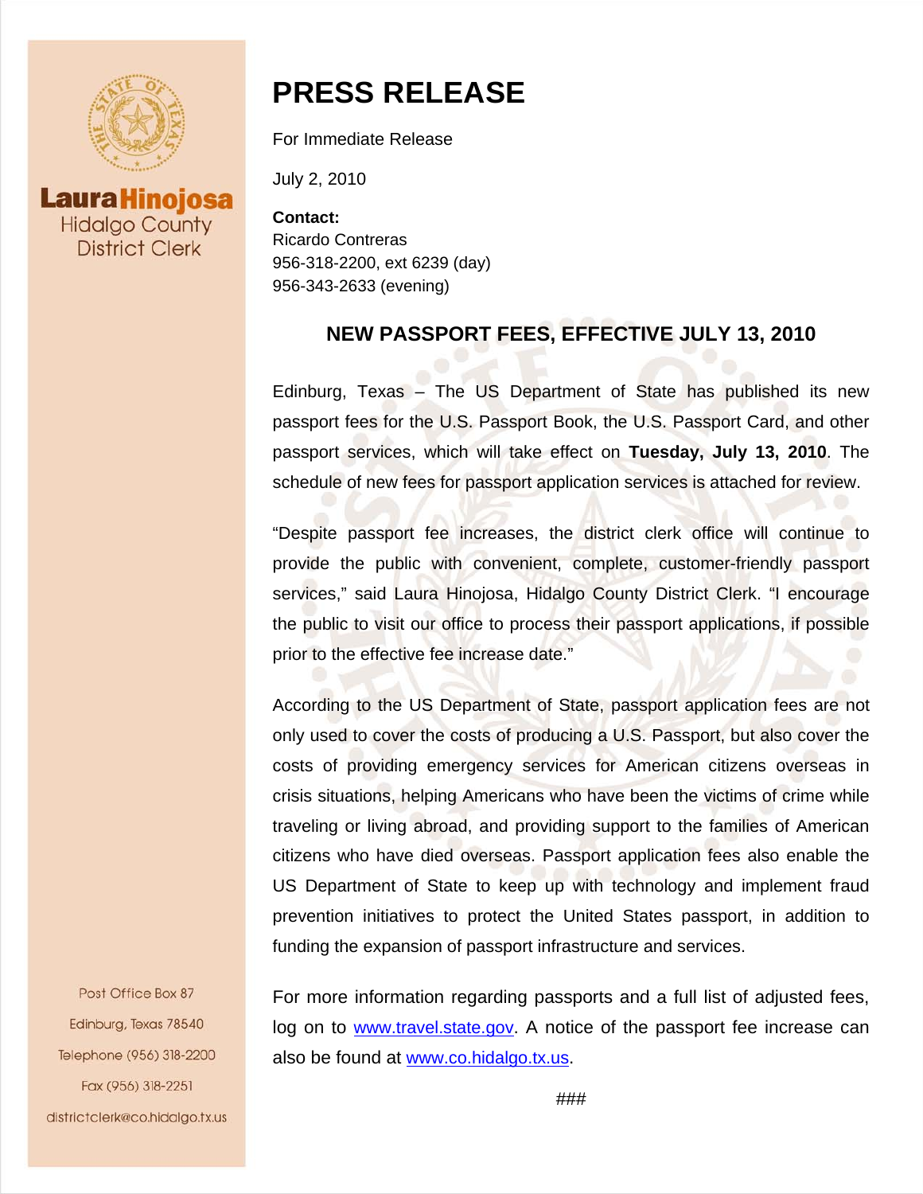Laura Hinojosa
Hidalgo County
District Clerk

# PRESS RELEASE

For Immediate Release

July 2, 2010

**Contact:**
Ricardo Contreras
956-318-2200, ext 6239 (day)
956-343-2633 (evening)

## NEW PASSPORT FEES, EFFECTIVE JULY 13, 2010

Edinburg, Texas – The US Department of State has published its new passport fees for the U.S. Passport Book, the U.S. Passport Card, and other passport services, which will take effect on **Tuesday, July 13, 2010**. The schedule of new fees for passport application services is attached for review.

"Despite passport fee increases, the district clerk office will continue to provide the public with convenient, complete, customer-friendly passport services," said Laura Hinojosa, Hidalgo County District Clerk. "I encourage the public to visit our office to process their passport applications, if possible prior to the effective fee increase date."

According to the US Department of State, passport application fees are not only used to cover the costs of producing a U.S. Passport, but also cover the costs of providing emergency services for American citizens overseas in crisis situations, helping Americans who have been the victims of crime while traveling or living abroad, and providing support to the families of American citizens who have died overseas. Passport application fees also enable the US Department of State to keep up with technology and implement fraud prevention initiatives to protect the United States passport, in addition to funding the expansion of passport infrastructure and services.

For more information regarding passports and a full list of adjusted fees, log on to [www.travel.state.gov](www.travel.state.gov). A notice of the passport fee increase can also be found at [www.co.hidalgo.tx.us](www.co.hidalgo.tx.us).

###

Post Office Box 87
Edinburg, Texas 78540
Telephone (956) 318-2200
Fax (956) 318-2251
districtclerk@co.hidalgo.tx.us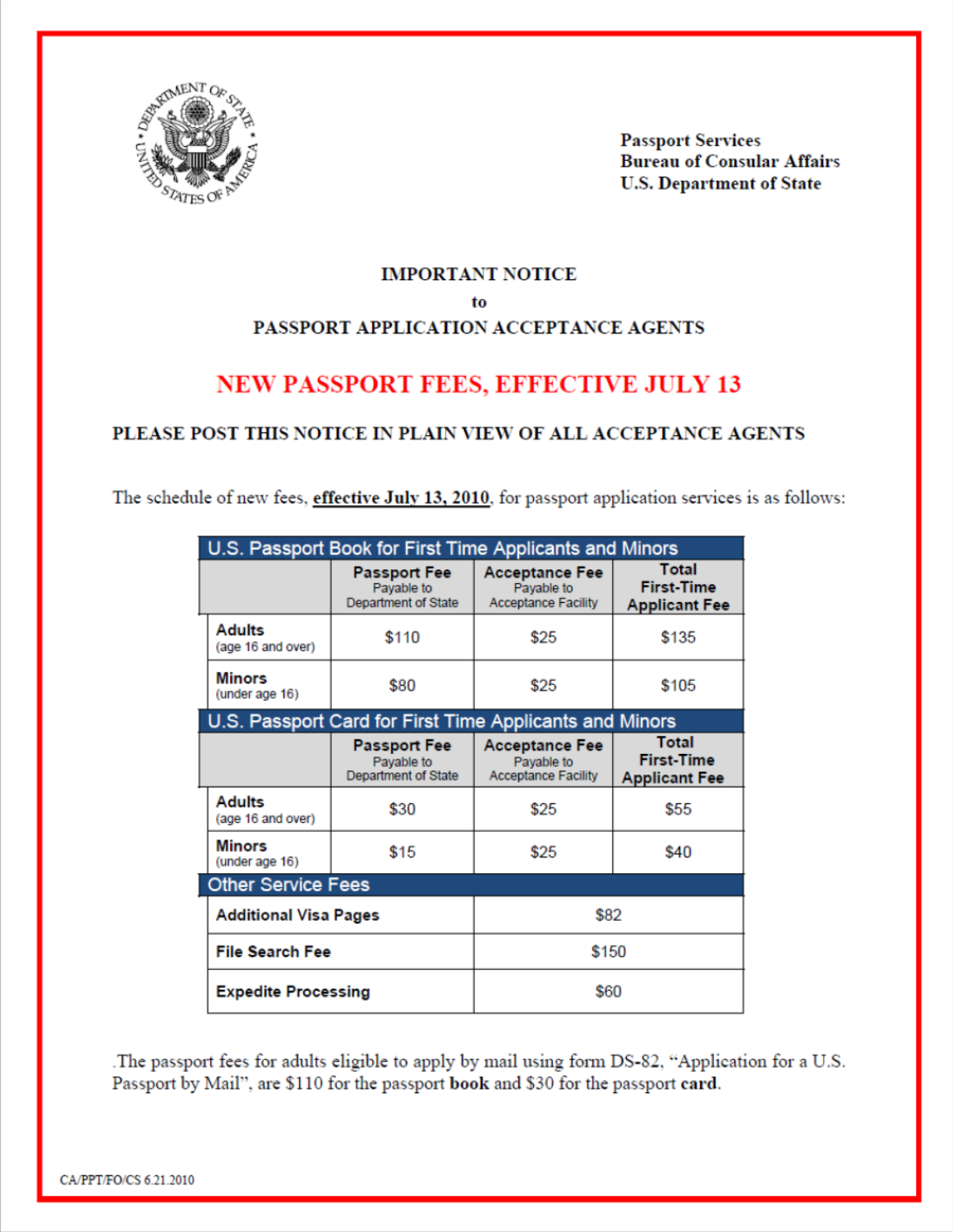Passport Services
Bureau of Consular Affairs
U.S. Department of State

**IMPORTANT NOTICE**
**to**
**PASSPORT APPLICATION ACCEPTANCE AGENTS**

# NEW PASSPORT FEES, EFFECTIVE JULY 13

**PLEASE POST THIS NOTICE IN PLAIN VIEW OF ALL ACCEPTANCE AGENTS**

The schedule of new fees, **effective July 13, 2010**, for passport application services is as follows:

| U.S. Passport Book for First Time Applicants and Minors | | | |
|---|---|---|---|
| | **Passport Fee** Payable to Department of State | **Acceptance Fee** Payable to Acceptance Facility | **Total First-Time Applicant Fee** |
| **Adults** (age 16 and over) | $110 | $25 | $135 |
| **Minors** (under age 16) | $80 | $25 | $105 |
| **U.S. Passport Card for First Time Applicants and Minors** | | | |
| | **Passport Fee** Payable to Department of State | **Acceptance Fee** Payable to Acceptance Facility | **Total First-Time Applicant Fee** |
| **Adults** (age 16 and over) | $30 | $25 | $55 |
| **Minors** (under age 16) | $15 | $25 | $40 |

| Other Service Fees | |
|---|---|
| **Additional Visa Pages** | $82 |
| **File Search Fee** | $150 |
| **Expedite Processing** | $60 |

The passport fees for adults eligible to apply by mail using form DS-82, "Application for a U.S. Passport by Mail", are $110 for the passport **book** and $30 for the passport **card**.

CA/PPT/FO/CS 6.21.2010